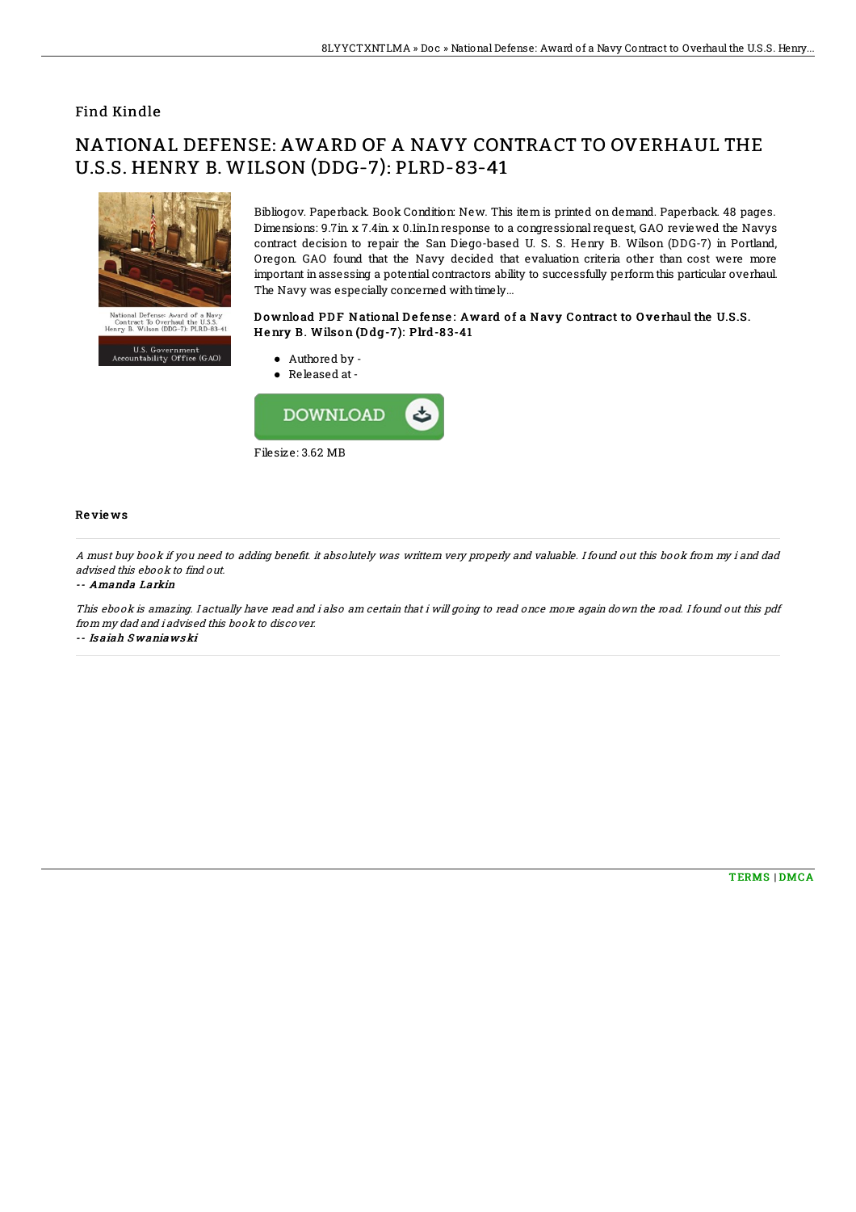Find Kindle

# NATIONAL DEFENSE: AWARD OF A NAVY CONTRACT TO OVERHAUL THE U.S.S. HENRY B. WILSON (DDG-7): PLRD-83-41

Bibliogov. Paperback. Book Condition: New. This item is printed on demand. Paperback. 48 pages. Dimensions: 9.7in. x 7.4in. x 0.1in.In response to a congressional request, GAO reviewed the Navys contract decision to repair the San Diego-based U. S. S. Henry B. Wilson (DDG-7) in Portland, Oregon. GAO found that the Navy decided that evaluation criteria other than cost were more important in assessing a potential contractors ability to successfully perform this particular overhaul. The Navy was especially concerned with timely...

### Download PDF National Defense: Award of a Navy Contract to Overhaul the U.S.S. Henry B. Wilson (Ddg-7): Plrd-83-41

- Authored by -
- Released at -

Filesize: 3.62 MB

## Reviews

*A must buy book if you need to adding benefit. it absolutely was writtern very properly and valuable. I found out this book from my i and dad advised this ebook to find out.*

-- *Amanda Larkin*

*This ebook is amazing. I actually have read and i also am certain that i will going to read once more again down the road. I found out this pdf from my dad and i advised this book to discover.*

-- *Isaiah Swaniawski*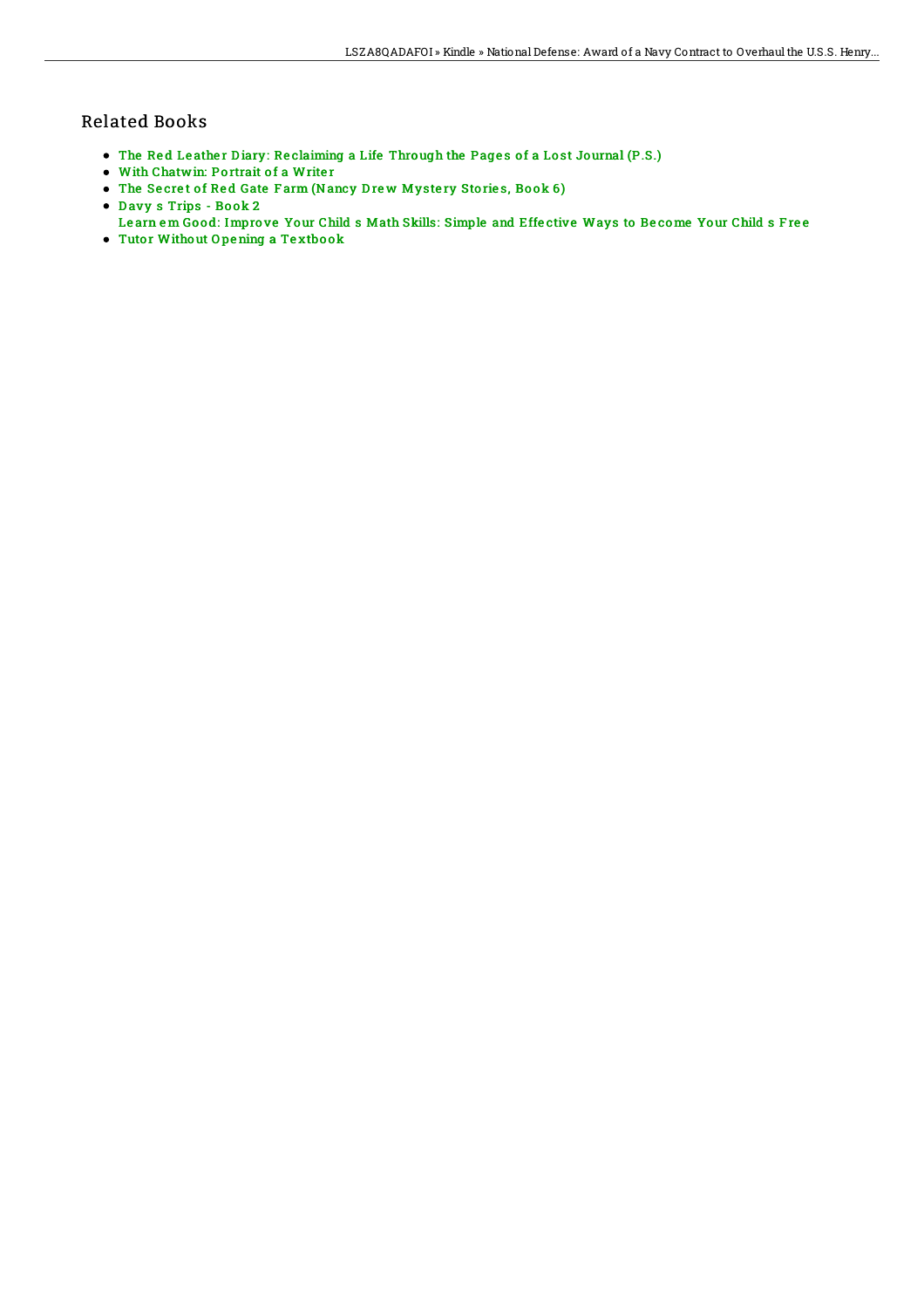## Related Books

- The Red Leather Diary: Reclaiming a Life Through the Pages of a Lost Journal (P.S.)
- With Chatwin: Portrait of a Writer
- The Secret of Red Gate Farm (Nancy Drew Mystery Stories, Book 6)
- Davy s Trips - Book 2
- Learn em Good: Improve Your Child s Math Skills: Simple and Effective Ways to Become Your Child s Free Tutor Without Opening a Textbook